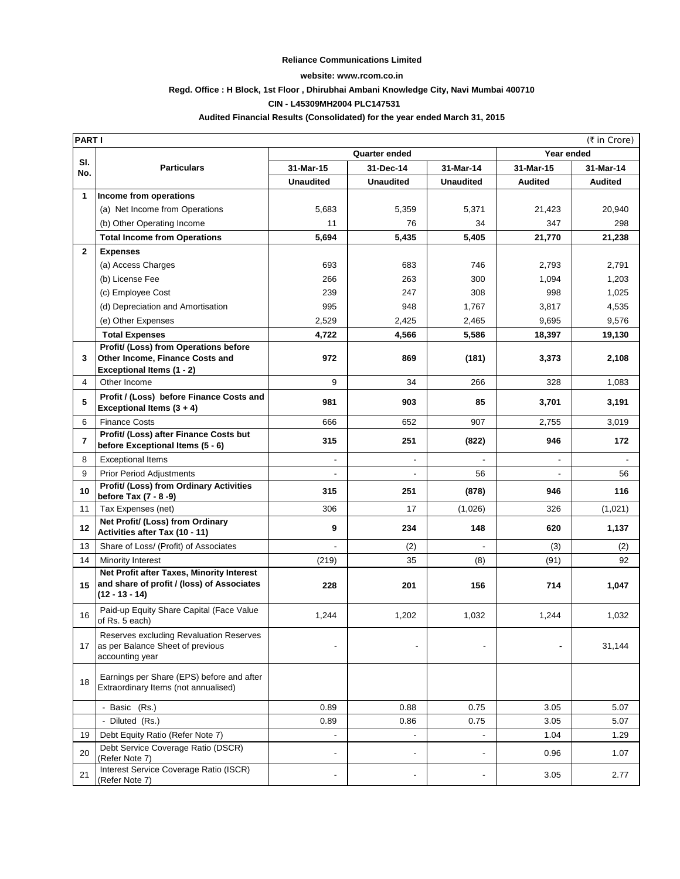**Reliance Communications Limited**

**website: www.rcom.co.in**

**Regd. Office : H Block, 1st Floor , Dhirubhai Ambani Knowledge City, Navi Mumbai 400710**

**CIN - L45309MH2004 PLC147531**

**Audited Financial Results (Consolidated) for the year ended March 31, 2015**

| PART I | | | | | | (₹ in Crore) |
|---|---|---|---|---|---|---|
| Sl. No. | Particulars | Quarter ended | | | Year ended | |
| | | 31-Mar-15 | 31-Dec-14 | 31-Mar-14 | 31-Mar-15 | 31-Mar-14 |
| | | Unaudited | Unaudited | Unaudited | Audited | Audited |
| 1 | **Income from operations** | | | | | |
| | (a) Net Income from Operations | 5,683 | 5,359 | 5,371 | 21,423 | 20,940 |
| | (b) Other Operating Income | 11 | 76 | 34 | 347 | 298 |
| | **Total Income from Operations** | **5,694** | **5,435** | **5,405** | **21,770** | **21,238** |
| 2 | **Expenses** | | | | | |
| | (a) Access Charges | 693 | 683 | 746 | 2,793 | 2,791 |
| | (b) License Fee | 266 | 263 | 300 | 1,094 | 1,203 |
| | (c) Employee Cost | 239 | 247 | 308 | 998 | 1,025 |
| | (d) Depreciation and Amortisation | 995 | 948 | 1,767 | 3,817 | 4,535 |
| | (e) Other Expenses | 2,529 | 2,425 | 2,465 | 9,695 | 9,576 |
| | **Total Expenses** | **4,722** | **4,566** | **5,586** | **18,397** | **19,130** |
| 3 | **Profit/ (Loss) from Operations before Other Income, Finance Costs and Exceptional Items (1 - 2)** | **972** | **869** | **(181)** | **3,373** | **2,108** |
| 4 | Other Income | 9 | 34 | 266 | 328 | 1,083 |
| 5 | **Profit / (Loss) before Finance Costs and Exceptional Items (3 + 4)** | **981** | **903** | **85** | **3,701** | **3,191** |
| 6 | Finance Costs | 666 | 652 | 907 | 2,755 | 3,019 |
| 7 | **Profit/ (Loss) after Finance Costs but before Exceptional Items (5 - 6)** | **315** | **251** | **(822)** | **946** | **172** |
| 8 | Exceptional Items | - | - | - | - | - |
| 9 | Prior Period Adjustments | - | - | 56 | - | 56 |
| 10 | **Profit/ (Loss) from Ordinary Activities before Tax (7 - 8 -9)** | **315** | **251** | **(878)** | **946** | **116** |
| 11 | Tax Expenses (net) | 306 | 17 | (1,026) | 326 | (1,021) |
| 12 | **Net Profit/ (Loss) from Ordinary Activities after Tax (10 - 11)** | **9** | **234** | **148** | **620** | **1,137** |
| 13 | Share of Loss/ (Profit) of Associates | - | (2) | - | (3) | (2) |
| 14 | Minority Interest | (219) | 35 | (8) | (91) | 92 |
| 15 | **Net Profit after Taxes, Minority Interest and share of profit / (loss) of Associates (12 - 13 - 14)** | **228** | **201** | **156** | **714** | **1,047** |
| 16 | Paid-up Equity Share Capital (Face Value of Rs. 5 each) | 1,244 | 1,202 | 1,032 | 1,244 | 1,032 |
| 17 | Reserves excluding Revaluation Reserves as per Balance Sheet of previous accounting year | - | - | - | **-** | 31,144 |
| 18 | Earnings per Share (EPS) before and after Extraordinary Items (not annualised) | | | | | |
| | - Basic (Rs.) | 0.89 | 0.88 | 0.75 | 3.05 | 5.07 |
| | - Diluted (Rs.) | 0.89 | 0.86 | 0.75 | 3.05 | 5.07 |
| 19 | Debt Equity Ratio (Refer Note 7) | - | - | - | 1.04 | 1.29 |
| 20 | Debt Service Coverage Ratio (DSCR) (Refer Note 7) | - | - | - | 0.96 | 1.07 |
| 21 | Interest Service Coverage Ratio (ISCR) (Refer Note 7) | - | - | - | 3.05 | 2.77 |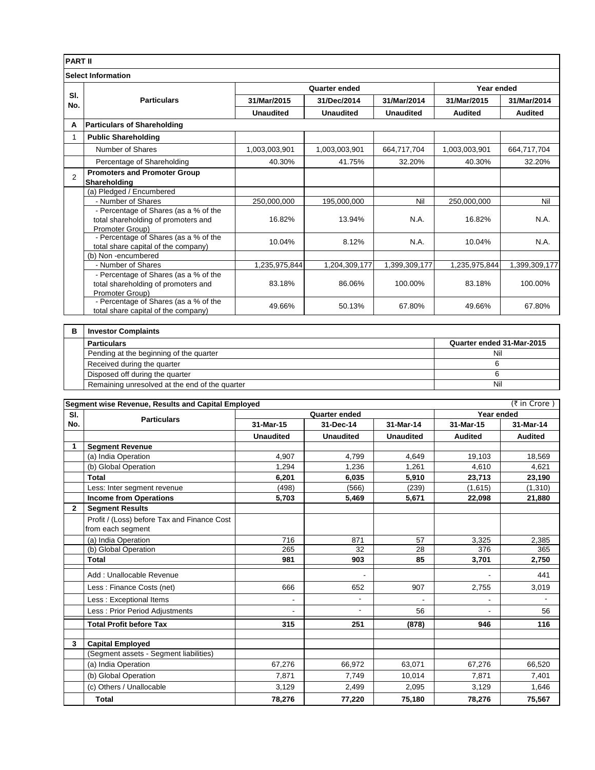## PART II

### Select Information

| Sl. No. | Particulars | Quarter ended | | | Year ended | |
|---|---|---|---|---|---|---|
| | | 31/Mar/2015 | 31/Dec/2014 | 31/Mar/2014 | 31/Mar/2015 | 31/Mar/2014 |
| | | **Unaudited** | **Unaudited** | **Unaudited** | **Audited** | **Audited** |
| **A** | **Particulars of Shareholding** | | | | | |
| 1 | **Public Shareholding** | | | | | |
| | Number of Shares | 1,003,003,901 | 1,003,003,901 | 664,717,704 | 1,003,003,901 | 664,717,704 |
| | Percentage of Shareholding | 40.30% | 41.75% | 32.20% | 40.30% | 32.20% |
| 2 | **Promoters and Promoter Group Shareholding** | | | | | |
| | (a) Pledged / Encumbered | | | | | |
| | - Number of Shares | 250,000,000 | 195,000,000 | Nil | 250,000,000 | Nil |
| | - Percentage of Shares (as a % of the total shareholding of promoters and Promoter Group) | 16.82% | 13.94% | N.A. | 16.82% | N.A. |
| | - Percentage of Shares (as a % of the total share capital of the company) | 10.04% | 8.12% | N.A. | 10.04% | N.A. |
| | (b) Non -encumbered | | | | | |
| | - Number of Shares | 1,235,975,844 | 1,204,309,177 | 1,399,309,177 | 1,235,975,844 | 1,399,309,177 |
| | - Percentage of Shares (as a % of the total shareholding of promoters and Promoter Group) | 83.18% | 86.06% | 100.00% | 83.18% | 100.00% |
| | - Percentage of Shares (as a % of the total share capital of the company) | 49.66% | 50.13% | 67.80% | 49.66% | 67.80% |

| **B** | **Investor Complaints** | |
|---|---|---|
| | **Particulars** | **Quarter ended 31-Mar-2015** |
| | Pending at the beginning of the quarter | Nil |
| | Received during the quarter | 6 |
| | Disposed off during the quarter | 6 |
| | Remaining unresolved at the end of the quarter | Nil |

### Segment wise Revenue, Results and Capital Employed

(₹ in Crore )

| Sl. No. | Particulars | Quarter ended | | | Year ended | |
|---|---|---|---|---|---|---|
| | | 31-Mar-15 | 31-Dec-14 | 31-Mar-14 | 31-Mar-15 | 31-Mar-14 |
| | | **Unaudited** | **Unaudited** | **Unaudited** | **Audited** | **Audited** |
| **1** | **Segment Revenue** | | | | | |
| | (a) India Operation | 4,907 | 4,799 | 4,649 | 19,103 | 18,569 |
| | (b) Global Operation | 1,294 | 1,236 | 1,261 | 4,610 | 4,621 |
| | **Total** | **6,201** | **6,035** | **5,910** | **23,713** | **23,190** |
| | Less: Inter segment revenue | (498) | (566) | (239) | (1,615) | (1,310) |
| | **Income from Operations** | **5,703** | **5,469** | **5,671** | **22,098** | **21,880** |
| **2** | **Segment Results** | | | | | |
| | Profit / (Loss) before Tax and Finance Cost from each segment | | | | | |
| | (a) India Operation | 716 | 871 | 57 | 3,325 | 2,385 |
| | (b) Global Operation | 265 | 32 | 28 | 376 | 365 |
| | **Total** | **981** | **903** | **85** | **3,701** | **2,750** |
| | Add : Unallocable Revenue | | - | | - | 441 |
| | Less : Finance Costs (net) | 666 | 652 | 907 | 2,755 | 3,019 |
| | Less : Exceptional Items | - | - | - | - | - |
| | Less : Prior Period Adjustments | - | - | 56 | - | 56 |
| | **Total Profit before Tax** | **315** | **251** | **(878)** | **946** | **116** |
| **3** | **Capital Employed** | | | | | |
| | (Segment assets - Segment liabilities) | | | | | |
| | (a) India Operation | 67,276 | 66,972 | 63,071 | 67,276 | 66,520 |
| | (b) Global Operation | 7,871 | 7,749 | 10,014 | 7,871 | 7,401 |
| | (c) Others / Unallocable | 3,129 | 2,499 | 2,095 | 3,129 | 1,646 |
| | **Total** | **78,276** | **77,220** | **75,180** | **78,276** | **75,567** |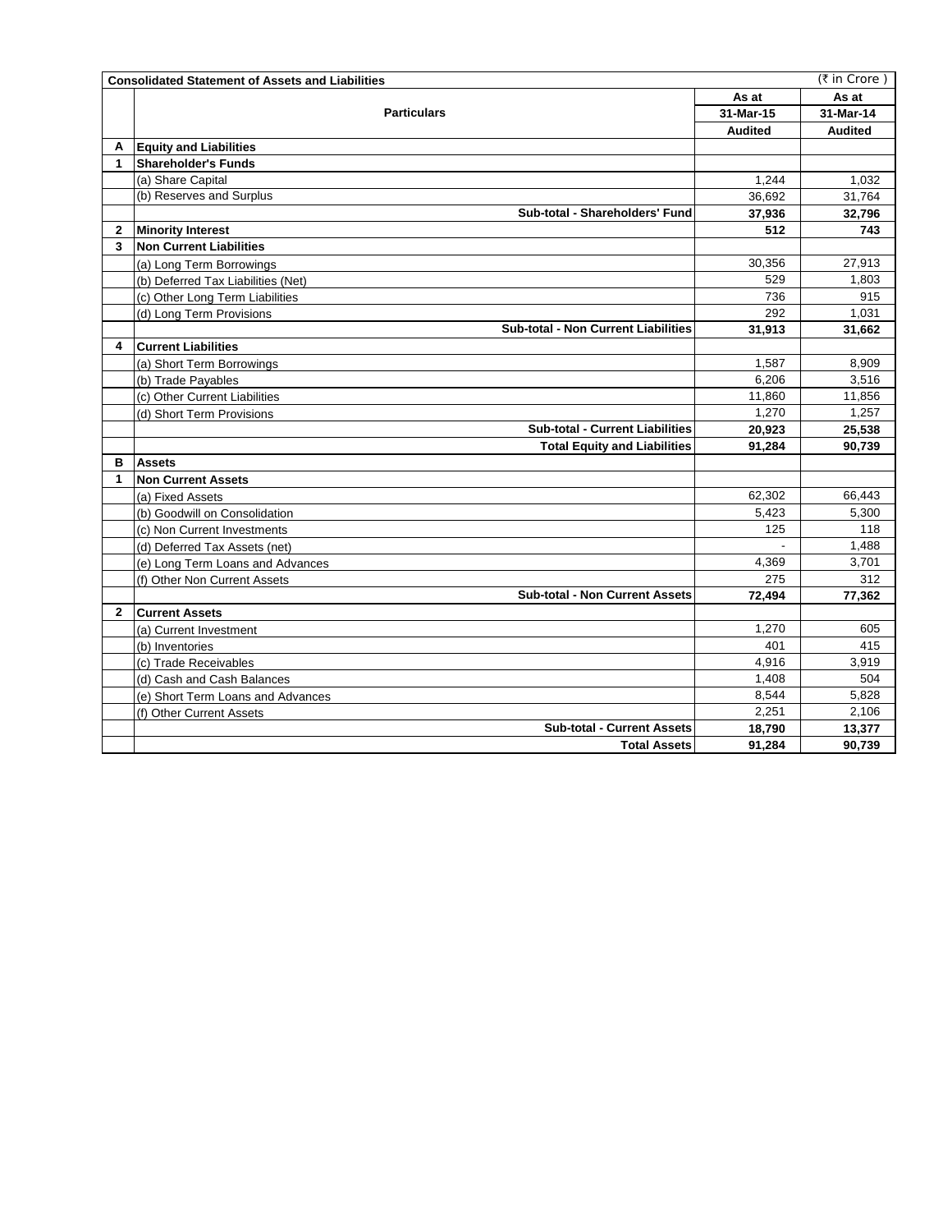**Consolidated Statement of Assets and Liabilities** (₹ in Crore )

| | Particulars | As at 31-Mar-15 Audited | As at 31-Mar-14 Audited |
|---|---|---|---|
| **A** | **Equity and Liabilities** | | |
| **1** | **Shareholder's Funds** | | |
| | (a) Share Capital | 1,244 | 1,032 |
| | (b) Reserves and Surplus | 36,692 | 31,764 |
| | **Sub-total - Shareholders' Fund** | **37,936** | **32,796** |
| **2** | **Minority Interest** | **512** | **743** |
| **3** | **Non Current Liabilities** | | |
| | (a) Long Term Borrowings | 30,356 | 27,913 |
| | (b) Deferred Tax Liabilities (Net) | 529 | 1,803 |
| | (c) Other Long Term Liabilities | 736 | 915 |
| | (d) Long Term Provisions | 292 | 1,031 |
| | **Sub-total - Non Current Liabilities** | **31,913** | **31,662** |
| **4** | **Current Liabilities** | | |
| | (a) Short Term Borrowings | 1,587 | 8,909 |
| | (b) Trade Payables | 6,206 | 3,516 |
| | (c) Other Current Liabilities | 11,860 | 11,856 |
| | (d) Short Term Provisions | 1,270 | 1,257 |
| | **Sub-total - Current Liabilities** | **20,923** | **25,538** |
| | **Total Equity and Liabilities** | **91,284** | **90,739** |
| **B** | **Assets** | | |
| **1** | **Non Current Assets** | | |
| | (a) Fixed Assets | 62,302 | 66,443 |
| | (b) Goodwill on Consolidation | 5,423 | 5,300 |
| | (c) Non Current Investments | 125 | 118 |
| | (d) Deferred Tax Assets (net) | - | 1,488 |
| | (e) Long Term Loans and Advances | 4,369 | 3,701 |
| | (f) Other Non Current Assets | 275 | 312 |
| | **Sub-total - Non Current Assets** | **72,494** | **77,362** |
| **2** | **Current Assets** | | |
| | (a) Current Investment | 1,270 | 605 |
| | (b) Inventories | 401 | 415 |
| | (c) Trade Receivables | 4,916 | 3,919 |
| | (d) Cash and Cash Balances | 1,408 | 504 |
| | (e) Short Term Loans and Advances | 8,544 | 5,828 |
| | (f) Other Current Assets | 2,251 | 2,106 |
| | **Sub-total - Current Assets** | **18,790** | **13,377** |
| | **Total Assets** | **91,284** | **90,739** |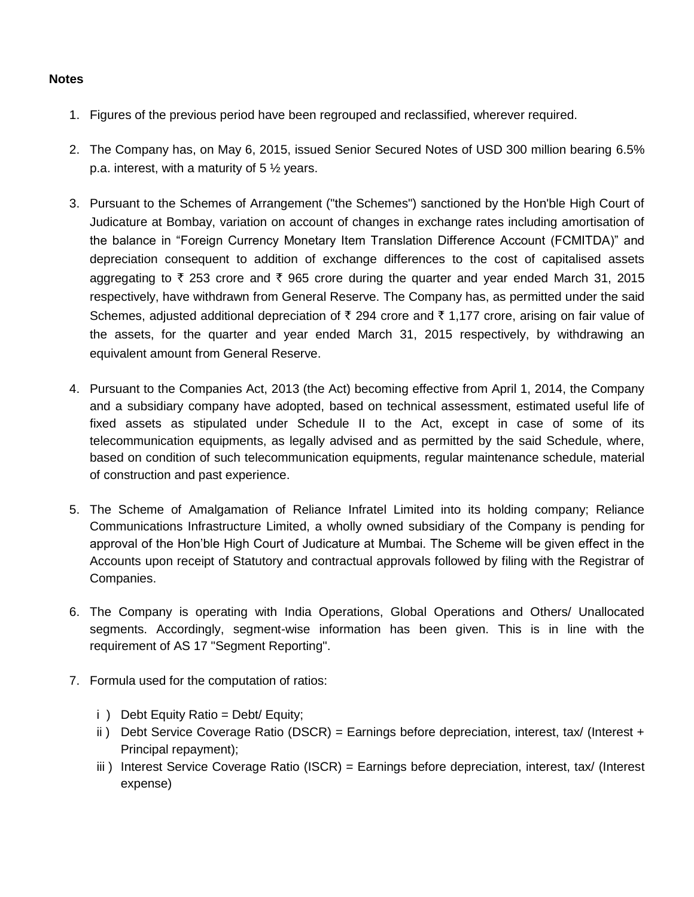**Notes**

1. Figures of the previous period have been regrouped and reclassified, wherever required.

2. The Company has, on May 6, 2015, issued Senior Secured Notes of USD 300 million bearing 6.5% p.a. interest, with a maturity of 5 ½ years.

3. Pursuant to the Schemes of Arrangement ("the Schemes") sanctioned by the Hon'ble High Court of Judicature at Bombay, variation on account of changes in exchange rates including amortisation of the balance in "Foreign Currency Monetary Item Translation Difference Account (FCMITDA)" and depreciation consequent to addition of exchange differences to the cost of capitalised assets aggregating to ₹ 253 crore and ₹ 965 crore during the quarter and year ended March 31, 2015 respectively, have withdrawn from General Reserve. The Company has, as permitted under the said Schemes, adjusted additional depreciation of ₹ 294 crore and ₹ 1,177 crore, arising on fair value of the assets, for the quarter and year ended March 31, 2015 respectively, by withdrawing an equivalent amount from General Reserve.

4. Pursuant to the Companies Act, 2013 (the Act) becoming effective from April 1, 2014, the Company and a subsidiary company have adopted, based on technical assessment, estimated useful life of fixed assets as stipulated under Schedule II to the Act, except in case of some of its telecommunication equipments, as legally advised and as permitted by the said Schedule, where, based on condition of such telecommunication equipments, regular maintenance schedule, material of construction and past experience.

5. The Scheme of Amalgamation of Reliance Infratel Limited into its holding company; Reliance Communications Infrastructure Limited, a wholly owned subsidiary of the Company is pending for approval of the Hon'ble High Court of Judicature at Mumbai. The Scheme will be given effect in the Accounts upon receipt of Statutory and contractual approvals followed by filing with the Registrar of Companies.

6. The Company is operating with India Operations, Global Operations and Others/ Unallocated segments. Accordingly, segment-wise information has been given. This is in line with the requirement of AS 17 "Segment Reporting".

7. Formula used for the computation of ratios:

   i ) Debt Equity Ratio = Debt/ Equity;

   ii ) Debt Service Coverage Ratio (DSCR) = Earnings before depreciation, interest, tax/ (Interest + Principal repayment);

   iii ) Interest Service Coverage Ratio (ISCR) = Earnings before depreciation, interest, tax/ (Interest expense)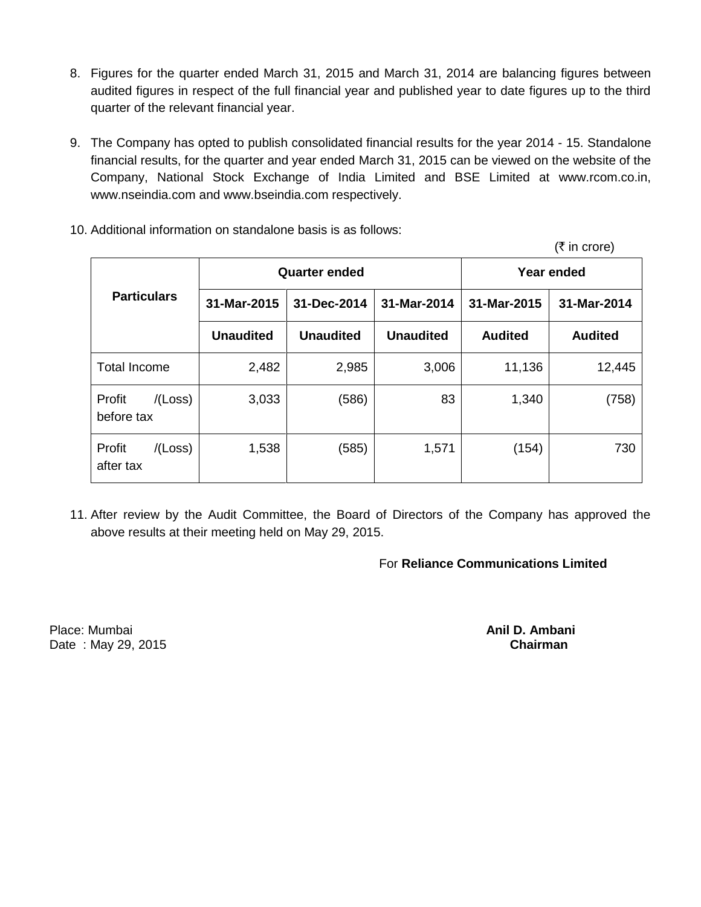8. Figures for the quarter ended March 31, 2015 and March 31, 2014 are balancing figures between audited figures in respect of the full financial year and published year to date figures up to the third quarter of the relevant financial year.

9. The Company has opted to publish consolidated financial results for the year 2014 - 15. Standalone financial results, for the quarter and year ended March 31, 2015 can be viewed on the website of the Company, National Stock Exchange of India Limited and BSE Limited at www.rcom.co.in, www.nseindia.com and www.bseindia.com respectively.

10. Additional information on standalone basis is as follows:

(₹ in crore)

| Particulars | Quarter ended | | | Year ended | |
|---|---|---|---|---|---|
| | 31-Mar-2015 | 31-Dec-2014 | 31-Mar-2014 | 31-Mar-2015 | 31-Mar-2014 |
| | Unaudited | Unaudited | Unaudited | Audited | Audited |
| Total Income | 2,482 | 2,985 | 3,006 | 11,136 | 12,445 |
| Profit /(Loss) before tax | 3,033 | (586) | 83 | 1,340 | (758) |
| Profit /(Loss) after tax | 1,538 | (585) | 1,571 | (154) | 730 |

11. After review by the Audit Committee, the Board of Directors of the Company has approved the above results at their meeting held on May 29, 2015.

For **Reliance Communications Limited**

Place: Mumbai
Date : May 29, 2015

**Anil D. Ambani**
**Chairman**